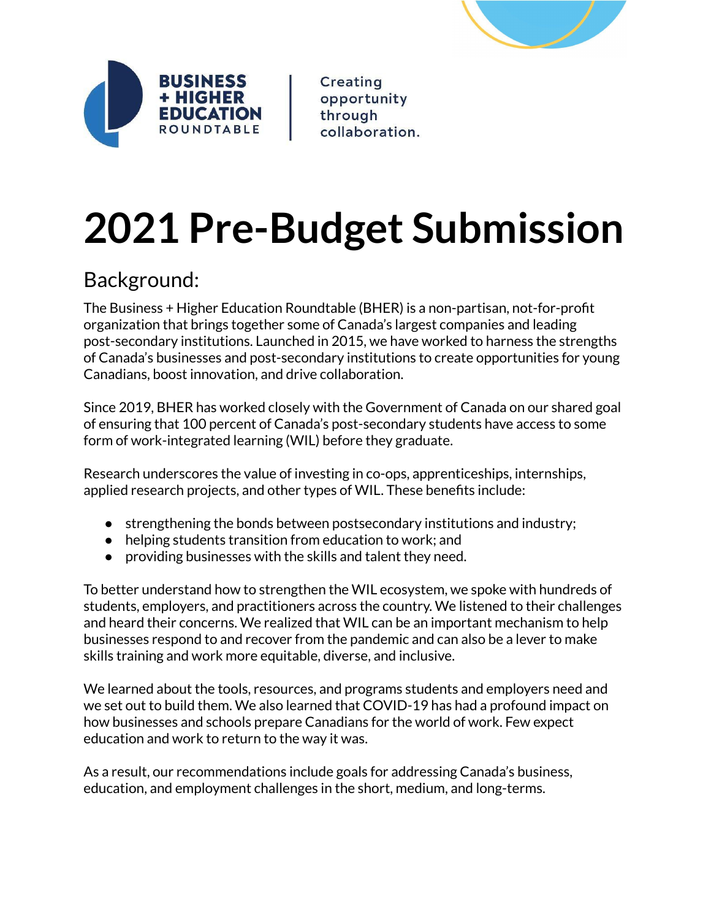BUSINESS + HIGHER EDUCATION ROUNDTABLE

Creating opportunity through collaboration.

# 2021 Pre-Budget Submission

## Background:

The Business + Higher Education Roundtable (BHER) is a non-partisan, not-for-profit organization that brings together some of Canada's largest companies and leading post-secondary institutions. Launched in 2015, we have worked to harness the strengths of Canada's businesses and post-secondary institutions to create opportunities for young Canadians, boost innovation, and drive collaboration.

Since 2019, BHER has worked closely with the Government of Canada on our shared goal of ensuring that 100 percent of Canada's post-secondary students have access to some form of work-integrated learning (WIL) before they graduate.

Research underscores the value of investing in co-ops, apprenticeships, internships, applied research projects, and other types of WIL. These benefits include:

- strengthening the bonds between postsecondary institutions and industry;
- helping students transition from education to work; and
- providing businesses with the skills and talent they need.

To better understand how to strengthen the WIL ecosystem, we spoke with hundreds of students, employers, and practitioners across the country. We listened to their challenges and heard their concerns. We realized that WIL can be an important mechanism to help businesses respond to and recover from the pandemic and can also be a lever to make skills training and work more equitable, diverse, and inclusive.

We learned about the tools, resources, and programs students and employers need and we set out to build them. We also learned that COVID-19 has had a profound impact on how businesses and schools prepare Canadians for the world of work. Few expect education and work to return to the way it was.

As a result, our recommendations include goals for addressing Canada's business, education, and employment challenges in the short, medium, and long-terms.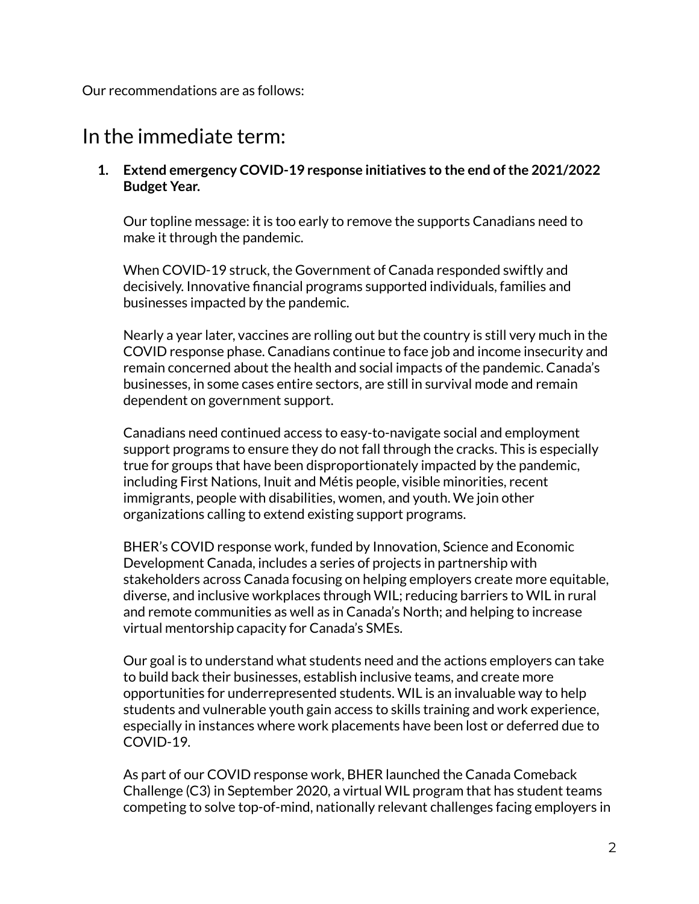Our recommendations are as follows:

## In the immediate term:

1. **Extend emergency COVID-19 response initiatives to the end of the 2021/2022 Budget Year.**

   Our topline message: it is too early to remove the supports Canadians need to make it through the pandemic.

   When COVID-19 struck, the Government of Canada responded swiftly and decisively. Innovative financial programs supported individuals, families and businesses impacted by the pandemic.

   Nearly a year later, vaccines are rolling out but the country is still very much in the COVID response phase. Canadians continue to face job and income insecurity and remain concerned about the health and social impacts of the pandemic. Canada's businesses, in some cases entire sectors, are still in survival mode and remain dependent on government support.

   Canadians need continued access to easy-to-navigate social and employment support programs to ensure they do not fall through the cracks. This is especially true for groups that have been disproportionately impacted by the pandemic, including First Nations, Inuit and Métis people, visible minorities, recent immigrants, people with disabilities, women, and youth. We join other organizations calling to extend existing support programs.

   BHER's COVID response work, funded by Innovation, Science and Economic Development Canada, includes a series of projects in partnership with stakeholders across Canada focusing on helping employers create more equitable, diverse, and inclusive workplaces through WIL; reducing barriers to WIL in rural and remote communities as well as in Canada's North; and helping to increase virtual mentorship capacity for Canada's SMEs.

   Our goal is to understand what students need and the actions employers can take to build back their businesses, establish inclusive teams, and create more opportunities for underrepresented students. WIL is an invaluable way to help students and vulnerable youth gain access to skills training and work experience, especially in instances where work placements have been lost or deferred due to COVID-19.

   As part of our COVID response work, BHER launched the Canada Comeback Challenge (C3) in September 2020, a virtual WIL program that has student teams competing to solve top-of-mind, nationally relevant challenges facing employers in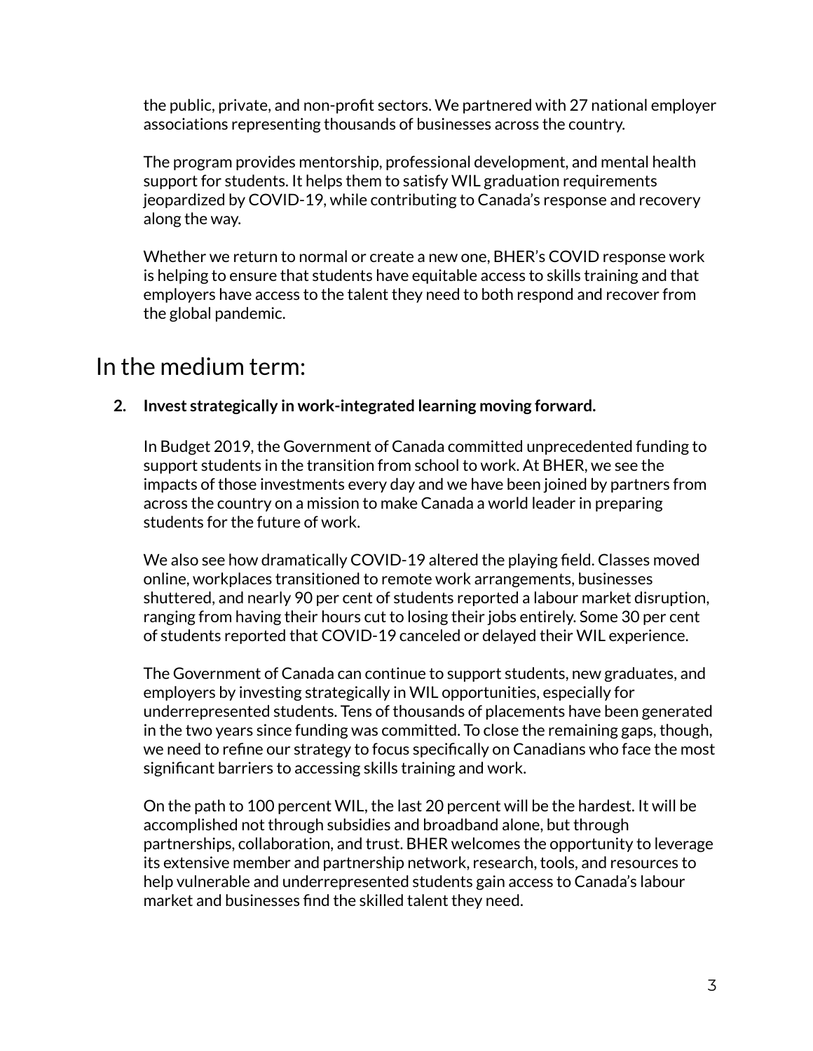the public, private, and non-profit sectors. We partnered with 27 national employer associations representing thousands of businesses across the country.

The program provides mentorship, professional development, and mental health support for students. It helps them to satisfy WIL graduation requirements jeopardized by COVID-19, while contributing to Canada's response and recovery along the way.

Whether we return to normal or create a new one, BHER's COVID response work is helping to ensure that students have equitable access to skills training and that employers have access to the talent they need to both respond and recover from the global pandemic.

# In the medium term:

2. **Invest strategically in work-integrated learning moving forward.**

   In Budget 2019, the Government of Canada committed unprecedented funding to support students in the transition from school to work. At BHER, we see the impacts of those investments every day and we have been joined by partners from across the country on a mission to make Canada a world leader in preparing students for the future of work.

   We also see how dramatically COVID-19 altered the playing field. Classes moved online, workplaces transitioned to remote work arrangements, businesses shuttered, and nearly 90 per cent of students reported a labour market disruption, ranging from having their hours cut to losing their jobs entirely. Some 30 per cent of students reported that COVID-19 canceled or delayed their WIL experience.

   The Government of Canada can continue to support students, new graduates, and employers by investing strategically in WIL opportunities, especially for underrepresented students. Tens of thousands of placements have been generated in the two years since funding was committed. To close the remaining gaps, though, we need to refine our strategy to focus specifically on Canadians who face the most significant barriers to accessing skills training and work.

   On the path to 100 percent WIL, the last 20 percent will be the hardest. It will be accomplished not through subsidies and broadband alone, but through partnerships, collaboration, and trust. BHER welcomes the opportunity to leverage its extensive member and partnership network, research, tools, and resources to help vulnerable and underrepresented students gain access to Canada's labour market and businesses find the skilled talent they need.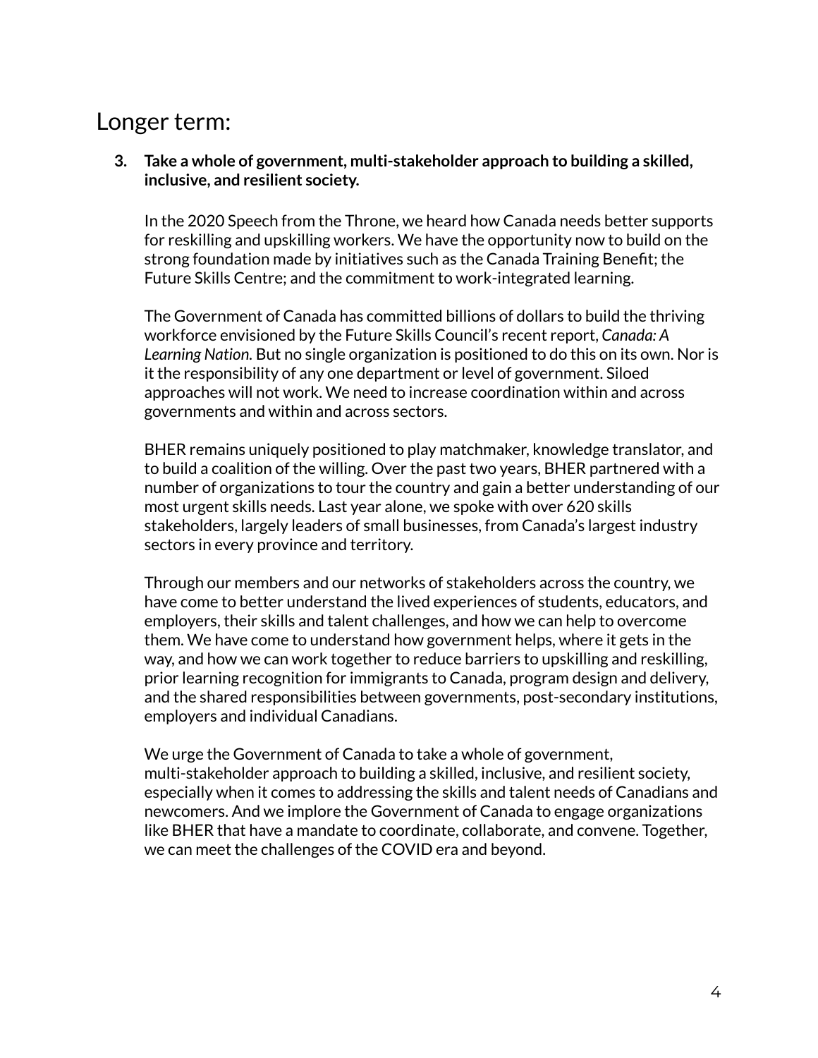## Longer term:

3. **Take a whole of government, multi-stakeholder approach to building a skilled, inclusive, and resilient society.**

   In the 2020 Speech from the Throne, we heard how Canada needs better supports for reskilling and upskilling workers. We have the opportunity now to build on the strong foundation made by initiatives such as the Canada Training Benefit; the Future Skills Centre; and the commitment to work-integrated learning.

   The Government of Canada has committed billions of dollars to build the thriving workforce envisioned by the Future Skills Council's recent report, *Canada: A Learning Nation.* But no single organization is positioned to do this on its own. Nor is it the responsibility of any one department or level of government. Siloed approaches will not work. We need to increase coordination within and across governments and within and across sectors.

   BHER remains uniquely positioned to play matchmaker, knowledge translator, and to build a coalition of the willing. Over the past two years, BHER partnered with a number of organizations to tour the country and gain a better understanding of our most urgent skills needs. Last year alone, we spoke with over 620 skills stakeholders, largely leaders of small businesses, from Canada's largest industry sectors in every province and territory.

   Through our members and our networks of stakeholders across the country, we have come to better understand the lived experiences of students, educators, and employers, their skills and talent challenges, and how we can help to overcome them. We have come to understand how government helps, where it gets in the way, and how we can work together to reduce barriers to upskilling and reskilling, prior learning recognition for immigrants to Canada, program design and delivery, and the shared responsibilities between governments, post-secondary institutions, employers and individual Canadians.

   We urge the Government of Canada to take a whole of government, multi-stakeholder approach to building a skilled, inclusive, and resilient society, especially when it comes to addressing the skills and talent needs of Canadians and newcomers. And we implore the Government of Canada to engage organizations like BHER that have a mandate to coordinate, collaborate, and convene. Together, we can meet the challenges of the COVID era and beyond.